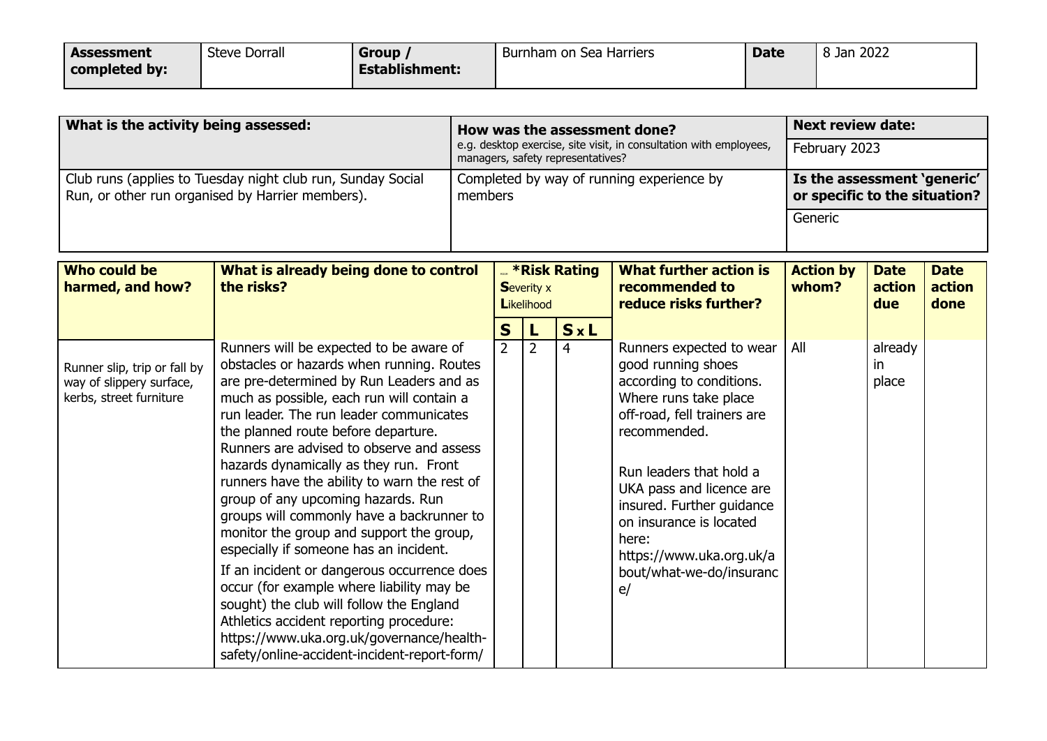| **Assessment completed by:** | Steve Dorrall | **Group / Establishment:** | Burnham on Sea Harriers | **Date** | 8 Jan 2022 |
|---|---|---|---|---|---|

| **What is the activity being assessed:** | **How was the assessment done?** e.g. desktop exercise, site visit, in consultation with employees, managers, safety representatives? | **Next review date:** February 2023 |
|---|---|---|
| Club runs (applies to Tuesday night club run, Sunday Social Run, or other run organised by Harrier members). | Completed by way of running experience by members | **Is the assessment 'generic' or specific to the situation?** Generic |

| **Who could be harmed, and how?** | **What is already being done to control the risks?** | ***Risk Rating** **S**everity x **L**ikelihood | | | **What further action is recommended to reduce risks further?** | **Action by whom?** | **Date action due** | **Date action done** |
|---|---|---|---|---|---|---|---|---|
| | | **S** | **L** | **S x L** | | | | |
| Runner slip, trip or fall by way of slippery surface, kerbs, street furniture | Runners will be expected to be aware of obstacles or hazards when running. Routes are pre-determined by Run Leaders and as much as possible, each run will contain a run leader. The run leader communicates the planned route before departure. Runners are advised to observe and assess hazards dynamically as they run. Front runners have the ability to warn the rest of group of any upcoming hazards. Run groups will commonly have a backrunner to monitor the group and support the group, especially if someone has an incident.<br>If an incident or dangerous occurrence does occur (for example where liability may be sought) the club will follow the England Athletics accident reporting procedure: https://www.uka.org.uk/governance/health-safety/online-accident-incident-report-form/ | 2 | 2 | 4 | Runners expected to wear good running shoes according to conditions. Where runs take place off-road, fell trainers are recommended.<br><br>Run leaders that hold a UKA pass and licence are insured. Further guidance on insurance is located here: https://www.uka.org.uk/about/what-we-do/insurance/ | All | already in place | |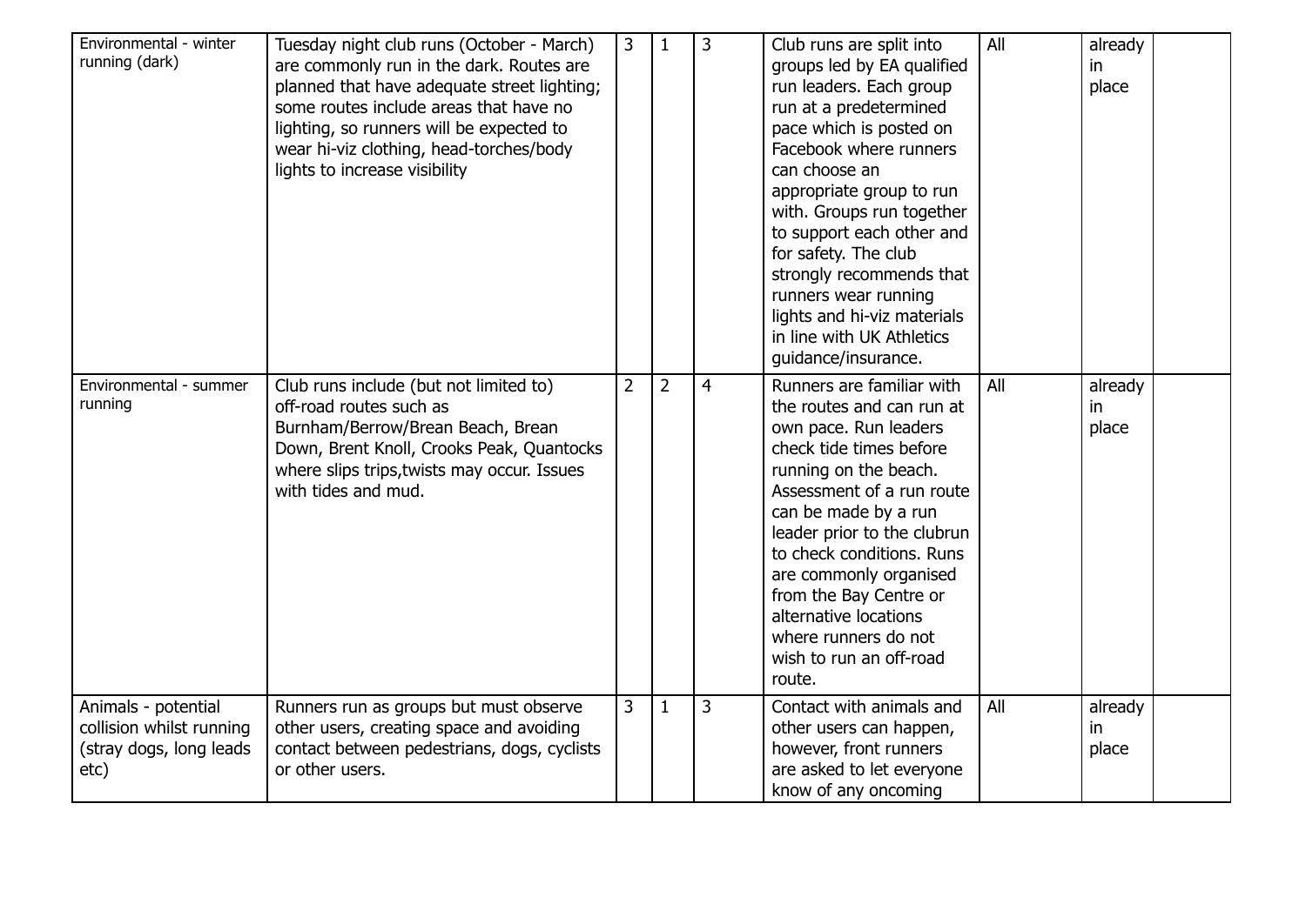| | | | | | | | | |
|---|---|---|---|---|---|---|---|---|
| Environmental - winter running (dark) | Tuesday night club runs (October - March) are commonly run in the dark. Routes are planned that have adequate street lighting; some routes include areas that have no lighting, so runners will be expected to wear hi-viz clothing, head-torches/body lights to increase visibility | 3 | 1 | 3 | Club runs are split into groups led by EA qualified run leaders. Each group run at a predetermined pace which is posted on Facebook where runners can choose an appropriate group to run with. Groups run together to support each other and for safety. The club strongly recommends that runners wear running lights and hi-viz materials in line with UK Athletics guidance/insurance. | All | already in place | |
| Environmental - summer running | Club runs include (but not limited to) off-road routes such as Burnham/Berrow/Brean Beach, Brean Down, Brent Knoll, Crooks Peak, Quantocks where slips trips,twists may occur. Issues with tides and mud. | 2 | 2 | 4 | Runners are familiar with the routes and can run at own pace. Run leaders check tide times before running on the beach. Assessment of a run route can be made by a run leader prior to the clubrun to check conditions. Runs are commonly organised from the Bay Centre or alternative locations where runners do not wish to run an off-road route. | All | already in place | |
| Animals - potential collision whilst running (stray dogs, long leads etc) | Runners run as groups but must observe other users, creating space and avoiding contact between pedestrians, dogs, cyclists or other users. | 3 | 1 | 3 | Contact with animals and other users can happen, however, front runners are asked to let everyone know of any oncoming | All | already in place | |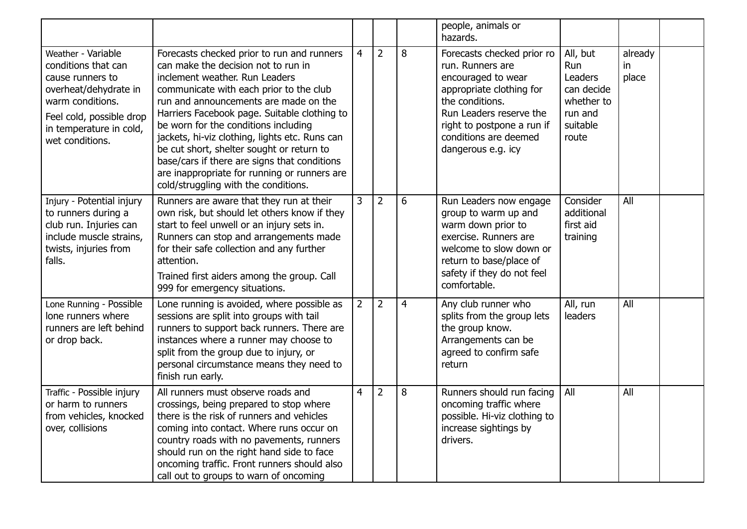| | | | | | | | | |
|---|---|---|---|---|---|---|---|---|
| | | | | | people, animals or hazards. | | | |
| Weather - Variable conditions that can cause runners to overheat/dehydrate in warm conditions.<br><br>Feel cold, possible drop in temperature in cold, wet conditions. | Forecasts checked prior to run and runners can make the decision not to run in inclement weather. Run Leaders communicate with each prior to the club run and announcements are made on the Harriers Facebook page. Suitable clothing to be worn for the conditions including jackets, hi-viz clothing, lights etc. Runs can be cut short, shelter sought or return to base/cars if there are signs that conditions are inappropriate for running or runners are cold/struggling with the conditions. | 4 | 2 | 8 | Forecasts checked prior ro run. Runners are encouraged to wear appropriate clothing for the conditions.<br>Run Leaders reserve the right to postpone a run if conditions are deemed dangerous e.g. icy | All, but Run Leaders can decide whether to run and suitable route | already in place | |
| Injury - Potential injury to runners during a club run. Injuries can include muscle strains, twists, injuries from falls. | Runners are aware that they run at their own risk, but should let others know if they start to feel unwell or an injury sets in. Runners can stop and arrangements made for their safe collection and any further attention.<br><br>Trained first aiders among the group. Call 999 for emergency situations. | 3 | 2 | 6 | Run Leaders now engage group to warm up and warm down prior to exercise. Runners are welcome to slow down or return to base/place of safety if they do not feel comfortable. | Consider additional first aid training | All | |
| Lone Running - Possible lone runners where runners are left behind or drop back. | Lone running is avoided, where possible as sessions are split into groups with tail runners to support back runners. There are instances where a runner may choose to split from the group due to injury, or personal circumstance means they need to finish run early. | 2 | 2 | 4 | Any club runner who splits from the group lets the group know. Arrangements can be agreed to confirm safe return | All, run leaders | All | |
| Traffic - Possible injury or harm to runners from vehicles, knocked over, collisions | All runners must observe roads and crossings, being prepared to stop where there is the risk of runners and vehicles coming into contact. Where runs occur on country roads with no pavements, runners should run on the right hand side to face oncoming traffic. Front runners should also call out to groups to warn of oncoming | 4 | 2 | 8 | Runners should run facing oncoming traffic where possible. Hi-viz clothing to increase sightings by drivers. | All | All | |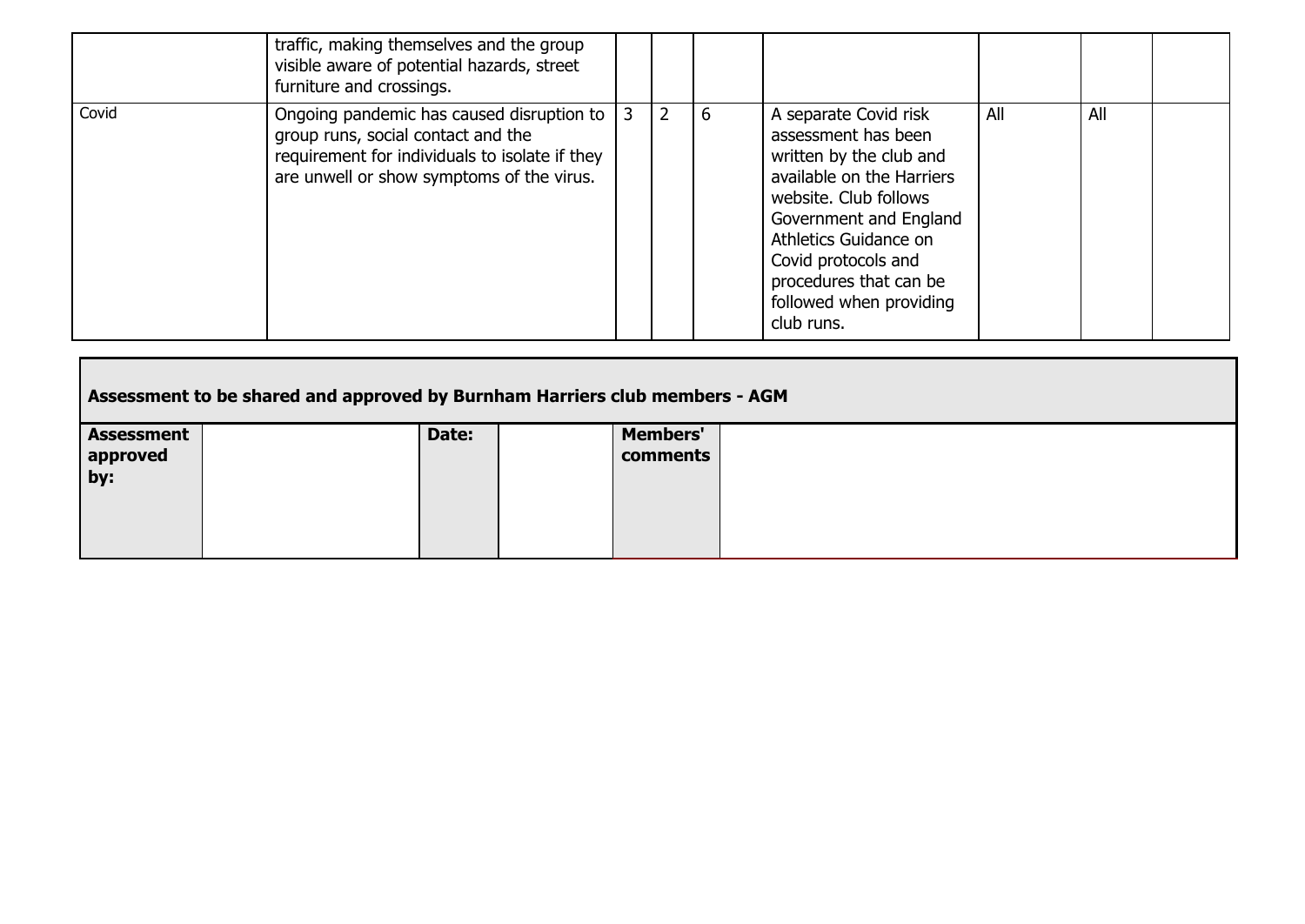| | | | | | | | | |
|---|---|---|---|---|---|---|---|---|
| | traffic, making themselves and the group visible aware of potential hazards, street furniture and crossings. | | | | | | | |
| Covid | Ongoing pandemic has caused disruption to group runs, social contact and the requirement for individuals to isolate if they are unwell or show symptoms of the virus. | 3 | 2 | 6 | A separate Covid risk assessment has been written by the club and available on the Harriers website. Club follows Government and England Athletics Guidance on Covid protocols and procedures that can be followed when providing club runs. | All | All | |

| **Assessment to be shared and approved by Burnham Harriers club members - AGM** | | | | | |
|---|---|---|---|---|---|
| **Assessment approved by:** | | **Date:** | | **Members' comments** | |